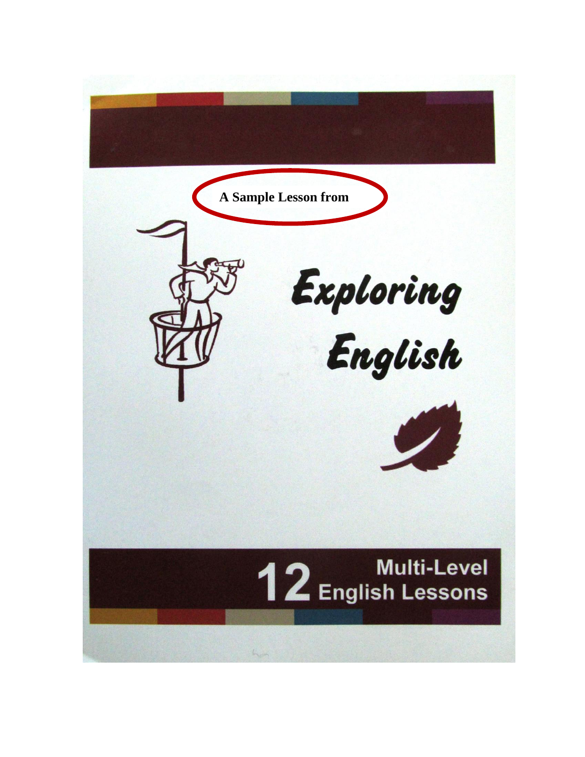A Sample Lesson from

# Exploring English

## 12 Multi-Level English Lessons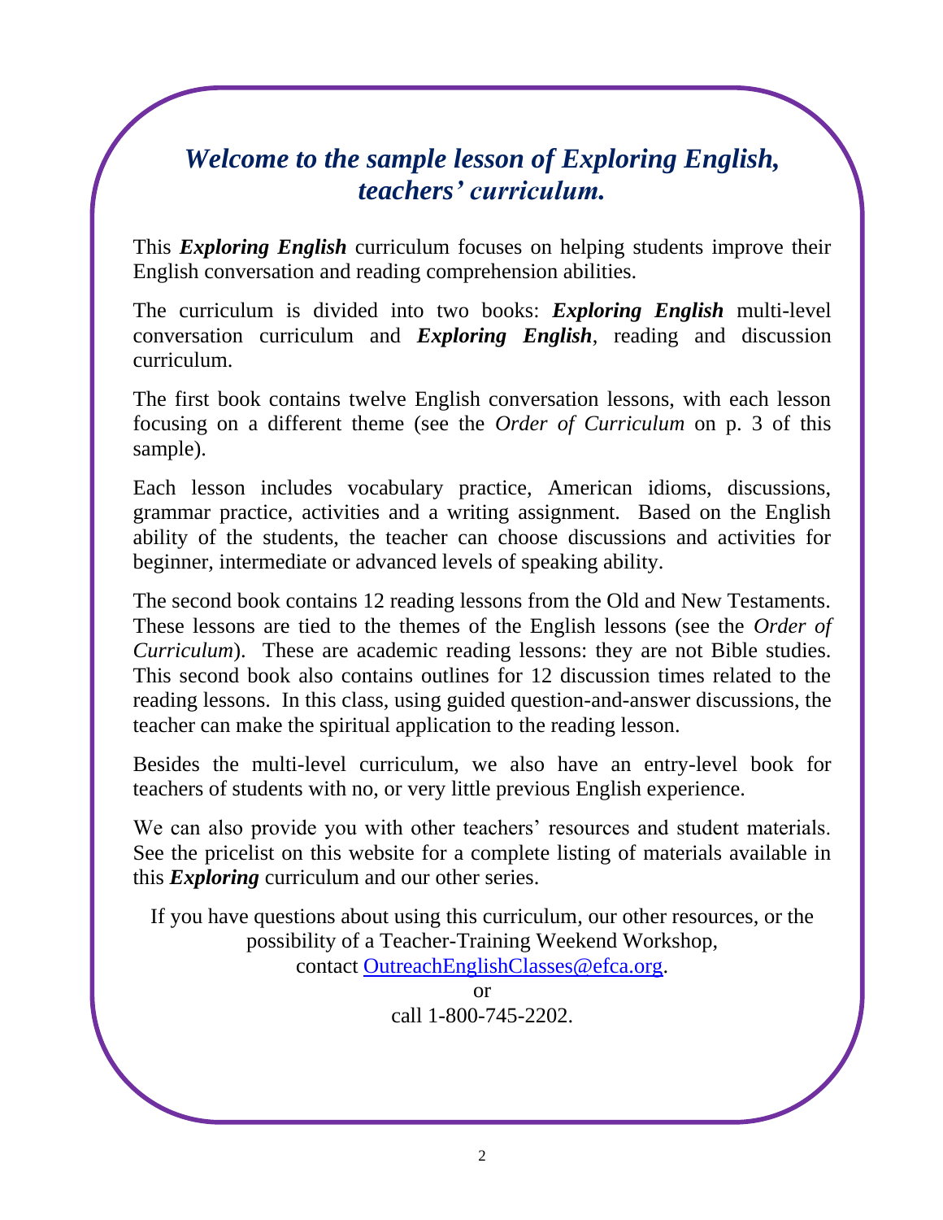## *Welcome to the sample lesson of Exploring English, teachers' curriculum.*

This ***Exploring English*** curriculum focuses on helping students improve their English conversation and reading comprehension abilities.

The curriculum is divided into two books: ***Exploring English*** multi-level conversation curriculum and ***Exploring English***, reading and discussion curriculum.

The first book contains twelve English conversation lessons, with each lesson focusing on a different theme (see the *Order of Curriculum* on p. 3 of this sample).

Each lesson includes vocabulary practice, American idioms, discussions, grammar practice, activities and a writing assignment. Based on the English ability of the students, the teacher can choose discussions and activities for beginner, intermediate or advanced levels of speaking ability.

The second book contains 12 reading lessons from the Old and New Testaments. These lessons are tied to the themes of the English lessons (see the *Order of Curriculum*). These are academic reading lessons: they are not Bible studies. This second book also contains outlines for 12 discussion times related to the reading lessons. In this class, using guided question-and-answer discussions, the teacher can make the spiritual application to the reading lesson.

Besides the multi-level curriculum, we also have an entry-level book for teachers of students with no, or very little previous English experience.

We can also provide you with other teachers' resources and student materials. See the pricelist on this website for a complete listing of materials available in this ***Exploring*** curriculum and our other series.

If you have questions about using this curriculum, our other resources, or the possibility of a Teacher-Training Weekend Workshop, contact OutreachEnglishClasses@efca.org.

or

call 1-800-745-2202.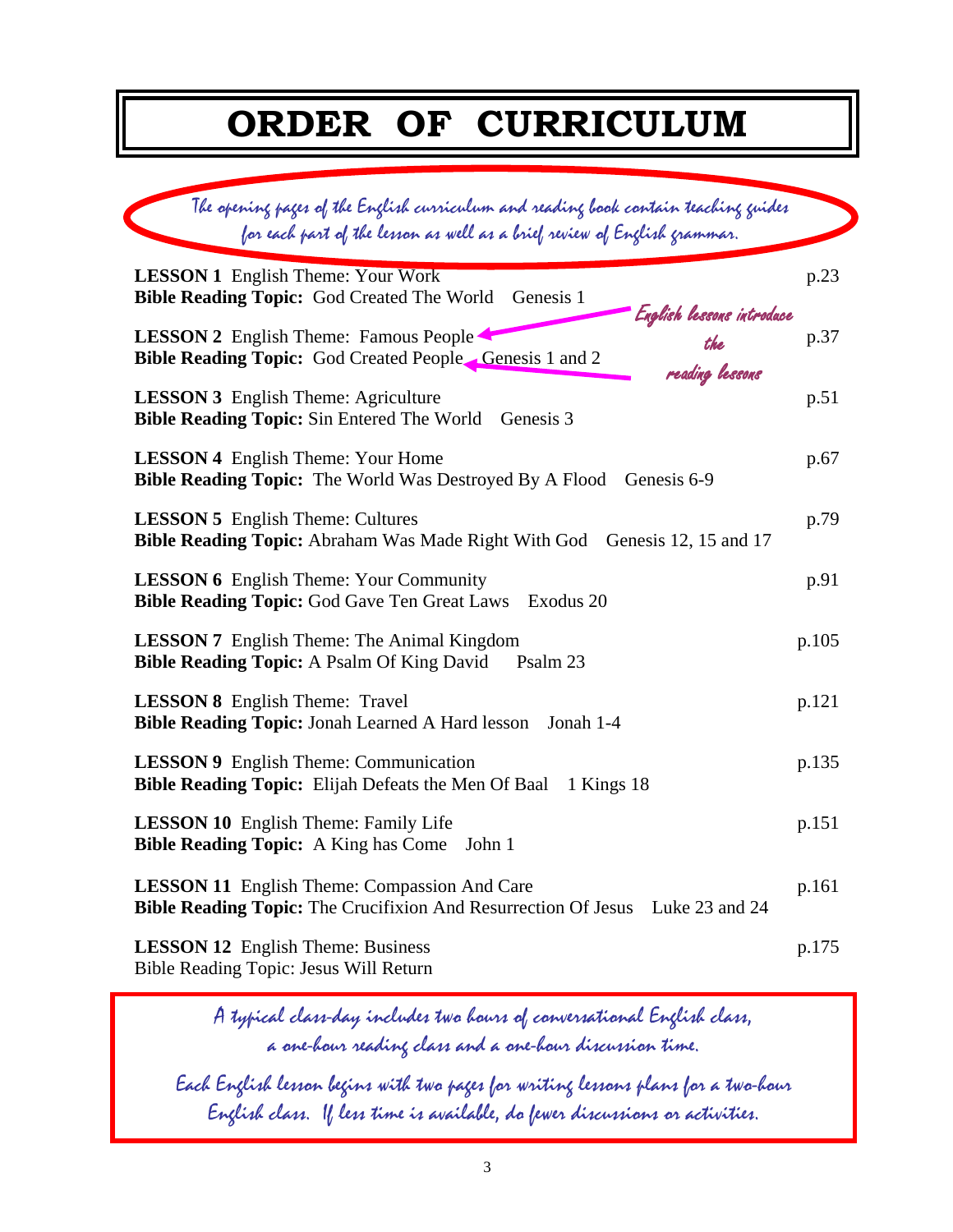# ORDER OF CURRICULUM

*The opening pages of the English curriculum and reading book contain teaching guides for each part of the lesson as well as a brief review of English grammar.*

**LESSON 1** English Theme: Your Work — p.23
**Bible Reading Topic:** God Created The World Genesis 1

*English lessons introduce the reading lessons*

**LESSON 2** English Theme: Famous People — p.37
**Bible Reading Topic:** God Created People Genesis 1 and 2

**LESSON 3** English Theme: Agriculture — p.51
**Bible Reading Topic:** Sin Entered The World Genesis 3

**LESSON 4** English Theme: Your Home — p.67
**Bible Reading Topic:** The World Was Destroyed By A Flood Genesis 6-9

**LESSON 5** English Theme: Cultures — p.79
**Bible Reading Topic:** Abraham Was Made Right With God Genesis 12, 15 and 17

**LESSON 6** English Theme: Your Community — p.91
**Bible Reading Topic:** God Gave Ten Great Laws Exodus 20

**LESSON 7** English Theme: The Animal Kingdom — p.105
**Bible Reading Topic:** A Psalm Of King David Psalm 23

**LESSON 8** English Theme: Travel — p.121
**Bible Reading Topic:** Jonah Learned A Hard lesson Jonah 1-4

**LESSON 9** English Theme: Communication — p.135
**Bible Reading Topic:** Elijah Defeats the Men Of Baal 1 Kings 18

**LESSON 10** English Theme: Family Life — p.151
**Bible Reading Topic:** A King has Come John 1

**LESSON 11** English Theme: Compassion And Care — p.161
**Bible Reading Topic:** The Crucifixion And Resurrection Of Jesus Luke 23 and 24

**LESSON 12** English Theme: Business — p.175
Bible Reading Topic: Jesus Will Return

*A typical class-day includes two hours of conversational English class, a one-hour reading class and a one-hour discussion time.*

*Each English lesson begins with two pages for writing lessons plans for a two-hour English class. If less time is available, do fewer discussions or activities.*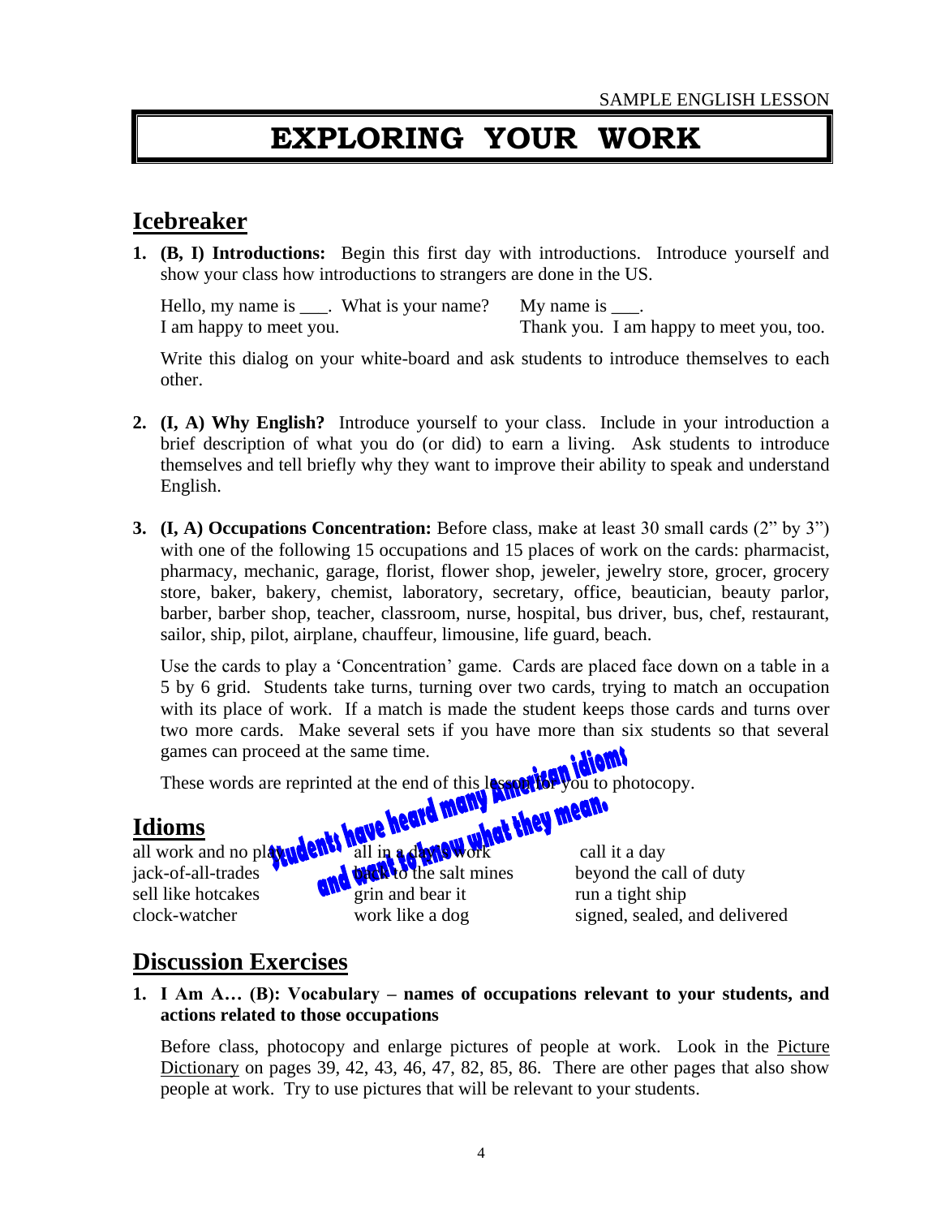SAMPLE ENGLISH LESSON

# EXPLORING YOUR WORK

## Icebreaker

1. **(B, I) Introductions:** Begin this first day with introductions. Introduce yourself and show your class how introductions to strangers are done in the US.

   Hello, my name is ___. What is your name? My name is ___.
   I am happy to meet you. Thank you. I am happy to meet you, too.

   Write this dialog on your white-board and ask students to introduce themselves to each other.

2. **(I, A) Why English?** Introduce yourself to your class. Include in your introduction a brief description of what you do (or did) to earn a living. Ask students to introduce themselves and tell briefly why they want to improve their ability to speak and understand English.

3. **(I, A) Occupations Concentration:** Before class, make at least 30 small cards (2" by 3") with one of the following 15 occupations and 15 places of work on the cards: pharmacist, pharmacy, mechanic, garage, florist, flower shop, jeweler, jewelry store, grocer, grocery store, baker, bakery, chemist, laboratory, secretary, office, beautician, beauty parlor, barber, barber shop, teacher, classroom, nurse, hospital, bus driver, bus, chef, restaurant, sailor, ship, pilot, airplane, chauffeur, limousine, life guard, beach.

   Use the cards to play a 'Concentration' game. Cards are placed face down on a table in a 5 by 6 grid. Students take turns, turning over two cards, trying to match an occupation with its place of work. If a match is made the student keeps those cards and turns over two more cards. Make several sets if you have more than six students so that several games can proceed at the same time.

   These words are reprinted at the end of this lesson for you to photocopy.

## Idioms

*Students have heard many American idioms and want to know what they mean.*

| | | |
|---|---|---|
| all work and no play | all in a day's work | call it a day |
| jack-of-all-trades | back to the salt mines | beyond the call of duty |
| sell like hotcakes | grin and bear it | run a tight ship |
| clock-watcher | work like a dog | signed, sealed, and delivered |

## Discussion Exercises

1. **I Am A… (B): Vocabulary – names of occupations relevant to your students, and actions related to those occupations**

   Before class, photocopy and enlarge pictures of people at work. Look in the Picture Dictionary on pages 39, 42, 43, 46, 47, 82, 85, 86. There are other pages that also show people at work. Try to use pictures that will be relevant to your students.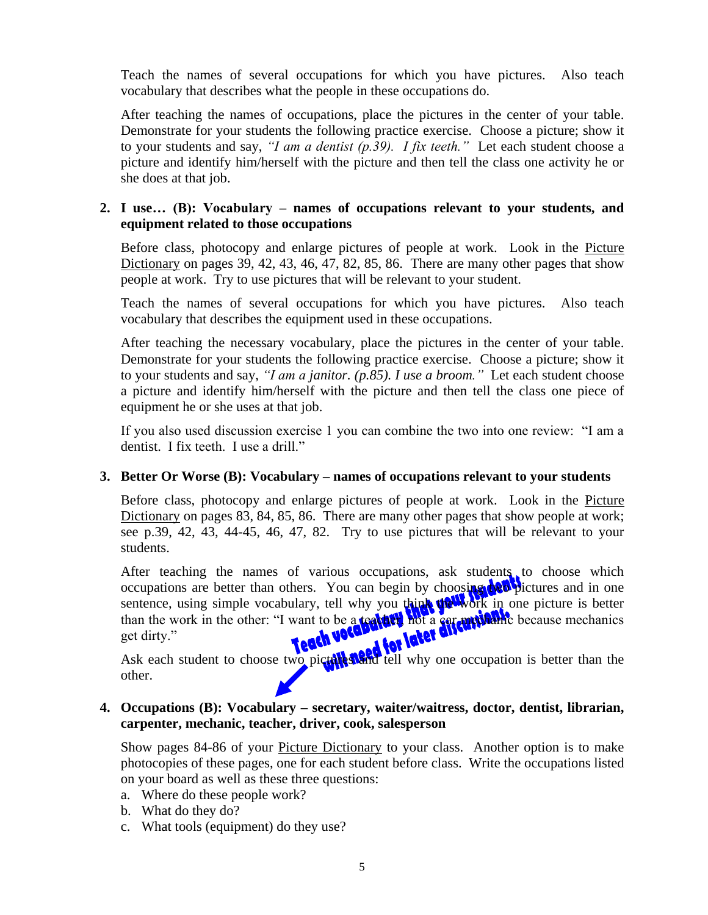Teach the names of several occupations for which you have pictures. Also teach vocabulary that describes what the people in these occupations do.

After teaching the names of occupations, place the pictures in the center of your table. Demonstrate for your students the following practice exercise. Choose a picture; show it to your students and say, *"I am a dentist (p.39). I fix teeth."* Let each student choose a picture and identify him/herself with the picture and then tell the class one activity he or she does at that job.

2. **I use… (B): Vocabulary – names of occupations relevant to your students, and equipment related to those occupations**

   Before class, photocopy and enlarge pictures of people at work. Look in the Picture Dictionary on pages 39, 42, 43, 46, 47, 82, 85, 86. There are many other pages that show people at work. Try to use pictures that will be relevant to your student.

   Teach the names of several occupations for which you have pictures. Also teach vocabulary that describes the equipment used in these occupations.

   After teaching the necessary vocabulary, place the pictures in the center of your table. Demonstrate for your students the following practice exercise. Choose a picture; show it to your students and say, *"I am a janitor. (p.85). I use a broom."* Let each student choose a picture and identify him/herself with the picture and then tell the class one piece of equipment he or she uses at that job.

   If you also used discussion exercise 1 you can combine the two into one review: "I am a dentist. I fix teeth. I use a drill."

3. **Better Or Worse (B): Vocabulary – names of occupations relevant to your students**

   Before class, photocopy and enlarge pictures of people at work. Look in the Picture Dictionary on pages 83, 84, 85, 86. There are many other pages that show people at work; see p.39, 42, 43, 44-45, 46, 47, 82. Try to use pictures that will be relevant to your students.

   After teaching the names of various occupations, ask students to choose which occupations are better than others. You can begin by choosing two pictures and in one sentence, using simple vocabulary, tell why you think the work in one picture is better than the work in the other: "I want to be a teacher, not a car mechanic because mechanics get dirty."

   Ask each student to choose two pictures and tell why one occupation is better than the other.

   Teach vocabulary that your students will need for later discussions.

4. **Occupations (B): Vocabulary – secretary, waiter/waitress, doctor, dentist, librarian, carpenter, mechanic, teacher, driver, cook, salesperson**

   Show pages 84-86 of your Picture Dictionary to your class. Another option is to make photocopies of these pages, one for each student before class. Write the occupations listed on your board as well as these three questions:

   a. Where do these people work?
   b. What do they do?
   c. What tools (equipment) do they use?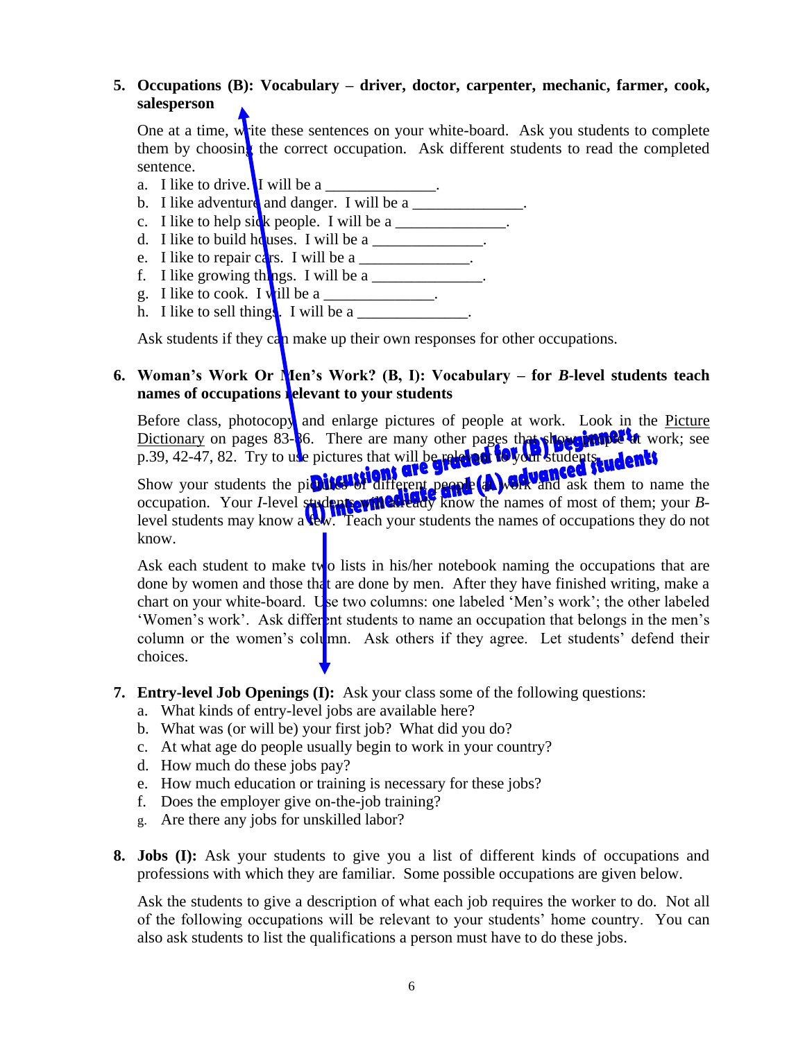5. **Occupations (B): Vocabulary – driver, doctor, carpenter, mechanic, farmer, cook, salesperson**

   One at a time, write these sentences on your white-board. Ask you students to complete them by choosing the correct occupation. Ask different students to read the completed sentence.

   a. I like to drive. I will be a ______________.
   b. I like adventure and danger. I will be a ______________.
   c. I like to help sick people. I will be a ______________.
   d. I like to build houses. I will be a ______________.
   e. I like to repair cars. I will be a ______________.
   f. I like growing things. I will be a ______________.
   g. I like to cook. I will be a ______________.
   h. I like to sell things. I will be a ______________.

   Ask students if they can make up their own responses for other occupations.

6. **Woman's Work Or Men's Work? (B, I): Vocabulary – for *B*-level students teach names of occupations relevant to your students**

   Before class, photocopy and enlarge pictures of people at work. Look in the Picture Dictionary on pages 83-86. There are many other pages that show people at work; see p.39, 42-47, 82. Try to use pictures that will be relevant to your students.

   Show your students the pictures of different people at work and ask them to name the occupation. Your *I*-level students will already know the names of most of them; your *B*-level students may know a few. Teach your students the names of occupations they do not know.

   Ask each student to make two lists in his/her notebook naming the occupations that are done by women and those that are done by men. After they have finished writing, make a chart on your white-board. Use two columns: one labeled 'Men's work'; the other labeled 'Women's work'. Ask different students to name an occupation that belongs in the men's column or the women's column. Ask others if they agree. Let students' defend their choices.

   Discussions are graded for (B) beginners, (I) intermediate and (A) advanced students

7. **Entry-level Job Openings (I):** Ask your class some of the following questions:

   a. What kinds of entry-level jobs are available here?
   b. What was (or will be) your first job? What did you do?
   c. At what age do people usually begin to work in your country?
   d. How much do these jobs pay?
   e. How much education or training is necessary for these jobs?
   f. Does the employer give on-the-job training?
   g. Are there any jobs for unskilled labor?

8. **Jobs (I):** Ask your students to give you a list of different kinds of occupations and professions with which they are familiar. Some possible occupations are given below.

   Ask the students to give a description of what each job requires the worker to do. Not all of the following occupations will be relevant to your students' home country. You can also ask students to list the qualifications a person must have to do these jobs.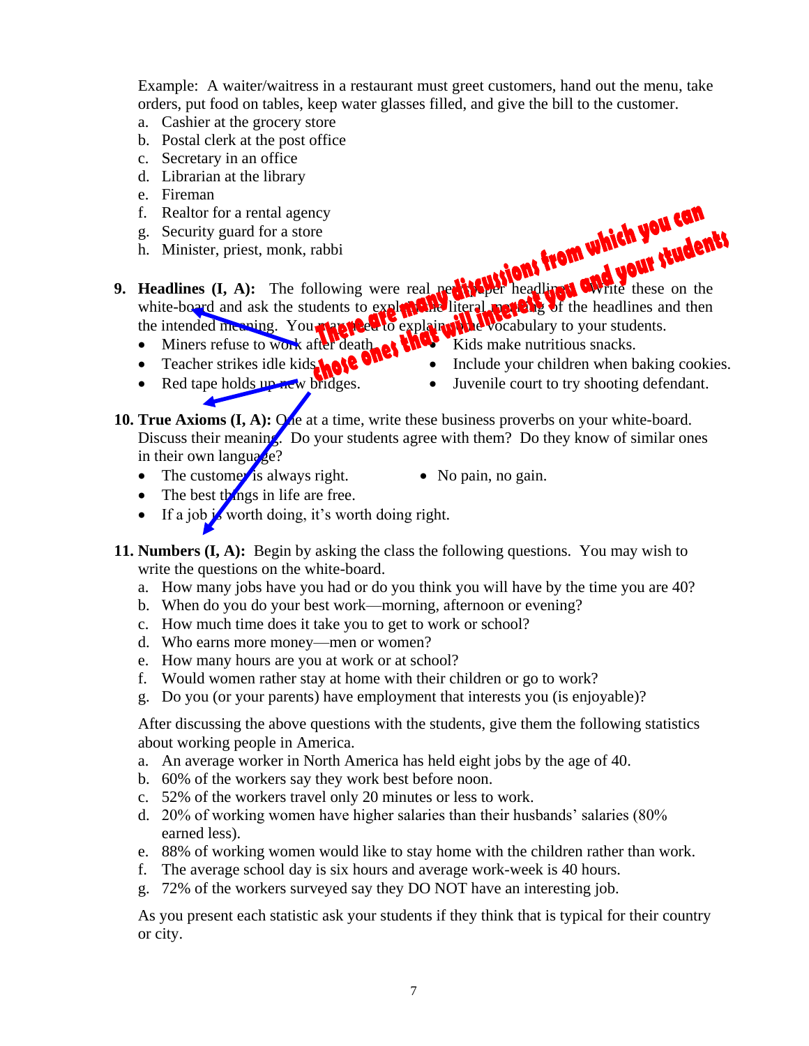Example: A waiter/waitress in a restaurant must greet customers, hand out the menu, take orders, put food on tables, keep water glasses filled, and give the bill to the customer.

a. Cashier at the grocery store
b. Postal clerk at the post office
c. Secretary in an office
d. Librarian at the library
e. Fireman
f. Realtor for a rental agency
g. Security guard for a store
h. Minister, priest, monk, rabbi

There are many discussions from which you can chose ones that will interest you and your students

**9. Headlines (I, A):** The following were real newspaper headlines. Write these on the white-board and ask the students to explain the literal meaning of the headlines and then the intended meaning. You may need to explain the vocabulary to your students.

- Miners refuse to work after death.
- Teacher strikes idle kids.
- Red tape holds up new bridges.
- Kids make nutritious snacks.
- Include your children when baking cookies.
- Juvenile court to try shooting defendant.

**10. True Axioms (I, A):** One at a time, write these business proverbs on your white-board. Discuss their meaning. Do your students agree with them? Do they know of similar ones in their own language?

- The customer is always right.
- The best things in life are free.
- If a job is worth doing, it's worth doing right.
- No pain, no gain.

**11. Numbers (I, A):** Begin by asking the class the following questions. You may wish to write the questions on the white-board.

a. How many jobs have you had or do you think you will have by the time you are 40?
b. When do you do your best work—morning, afternoon or evening?
c. How much time does it take you to get to work or school?
d. Who earns more money—men or women?
e. How many hours are you at work or at school?
f. Would women rather stay at home with their children or go to work?
g. Do you (or your parents) have employment that interests you (is enjoyable)?

After discussing the above questions with the students, give them the following statistics about working people in America.

a. An average worker in North America has held eight jobs by the age of 40.
b. 60% of the workers say they work best before noon.
c. 52% of the workers travel only 20 minutes or less to work.
d. 20% of working women have higher salaries than their husbands' salaries (80% earned less).
e. 88% of working women would like to stay home with the children rather than work.
f. The average school day is six hours and average work-week is 40 hours.
g. 72% of the workers surveyed say they DO NOT have an interesting job.

As you present each statistic ask your students if they think that is typical for their country or city.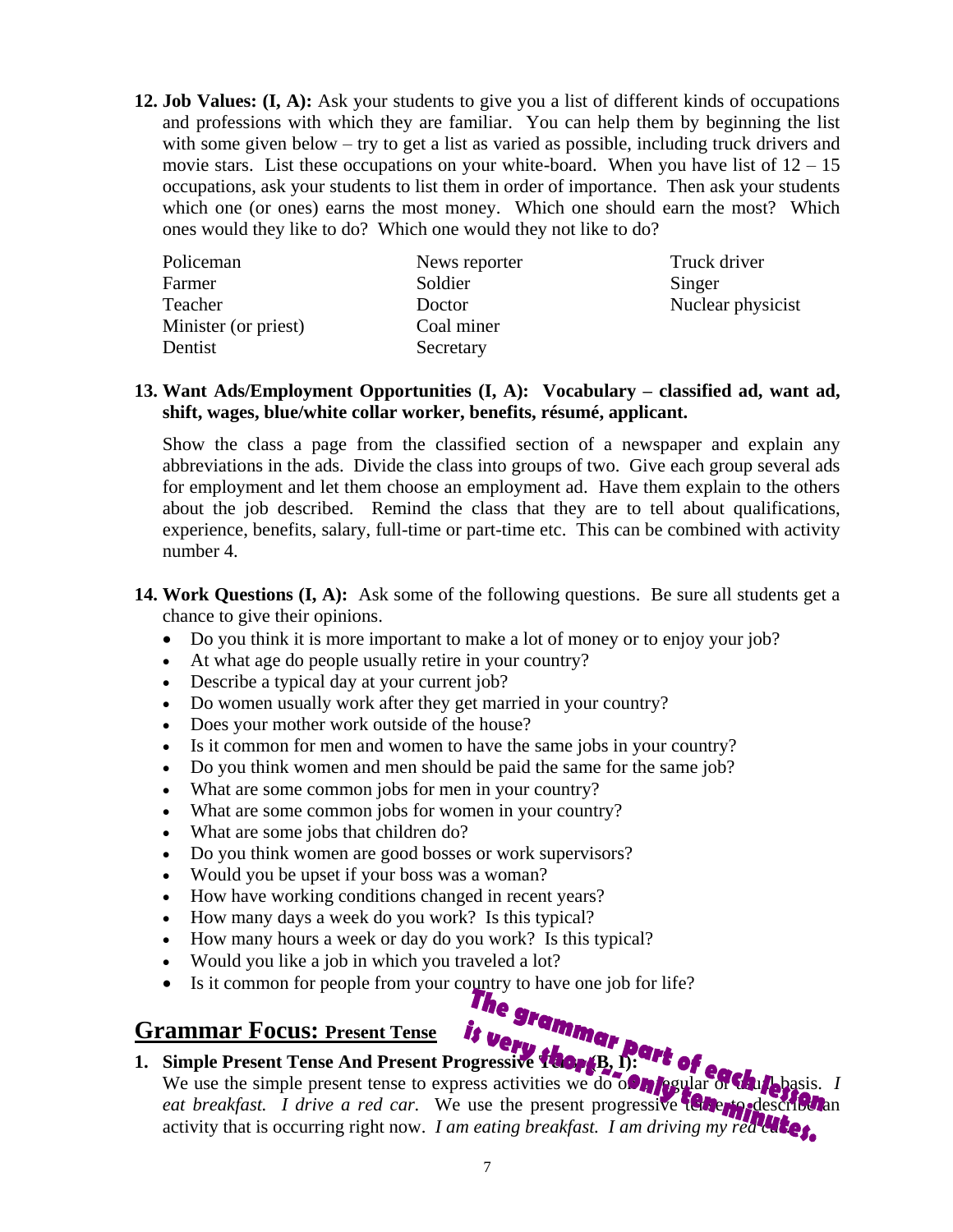**12. Job Values: (I, A):** Ask your students to give you a list of different kinds of occupations and professions with which they are familiar. You can help them by beginning the list with some given below – try to get a list as varied as possible, including truck drivers and movie stars. List these occupations on your white-board. When you have list of 12 – 15 occupations, ask your students to list them in order of importance. Then ask your students which one (or ones) earns the most money. Which one should earn the most? Which ones would they like to do? Which one would they not like to do?

| | | |
|---|---|---|
| Policeman | News reporter | Truck driver |
| Farmer | Soldier | Singer |
| Teacher | Doctor | Nuclear physicist |
| Minister (or priest) | Coal miner | |
| Dentist | Secretary | |

**13. Want Ads/Employment Opportunities (I, A): Vocabulary – classified ad, want ad, shift, wages, blue/white collar worker, benefits, résumé, applicant.**

Show the class a page from the classified section of a newspaper and explain any abbreviations in the ads. Divide the class into groups of two. Give each group several ads for employment and let them choose an employment ad. Have them explain to the others about the job described. Remind the class that they are to tell about qualifications, experience, benefits, salary, full-time or part-time etc. This can be combined with activity number 4.

**14. Work Questions (I, A):** Ask some of the following questions. Be sure all students get a chance to give their opinions.

- Do you think it is more important to make a lot of money or to enjoy your job?
- At what age do people usually retire in your country?
- Describe a typical day at your current job?
- Do women usually work after they get married in your country?
- Does your mother work outside of the house?
- Is it common for men and women to have the same jobs in your country?
- Do you think women and men should be paid the same for the same job?
- What are some common jobs for men in your country?
- What are some common jobs for women in your country?
- What are some jobs that children do?
- Do you think women are good bosses or work supervisors?
- Would you be upset if your boss was a woman?
- How have working conditions changed in recent years?
- How many days a week do you work? Is this typical?
- How many hours a week or day do you work? Is this typical?
- Would you like a job in which you traveled a lot?
- Is it common for people from your country to have one job for life?

*The grammar part of each lesson is very short – only ten minutes.*

## Grammar Focus: Present Tense

**1. Simple Present Tense And Present Progressive Tense (B, I):**
We use the simple present tense to express activities we do on a regular or usual basis. *I eat breakfast. I drive a red car.* We use the present progressive tense to describe an activity that is occurring right now. *I am eating breakfast. I am driving my red car.*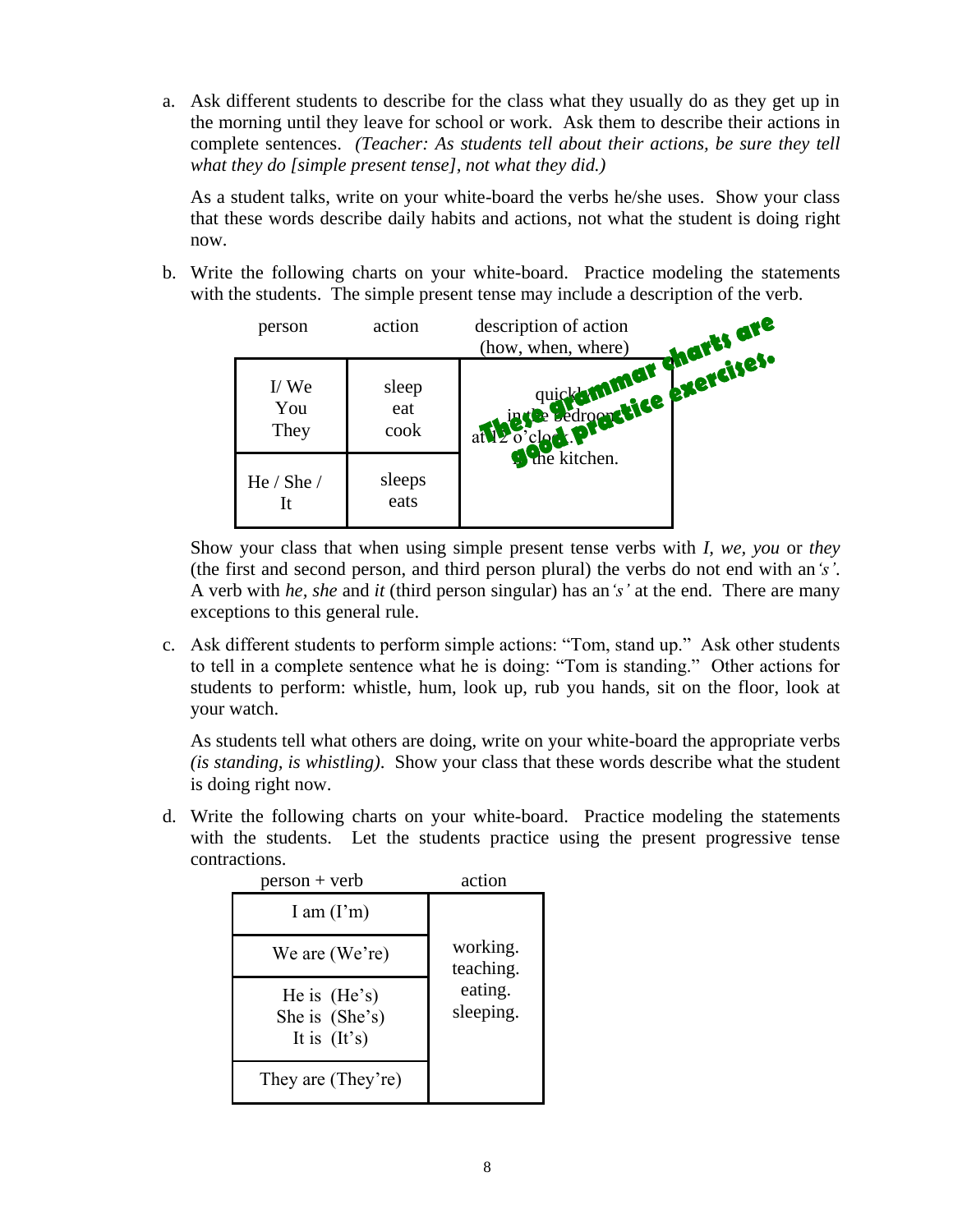a. Ask different students to describe for the class what they usually do as they get up in the morning until they leave for school or work. Ask them to describe their actions in complete sentences. *(Teacher: As students tell about their actions, be sure they tell what they do [simple present tense], not what they did.)*

   As a student talks, write on your white-board the verbs he/she uses. Show your class that these words describe daily habits and actions, not what the student is doing right now.

b. Write the following charts on your white-board. Practice modeling the statements with the students. The simple present tense may include a description of the verb.

| person | action | description of action (how, when, where) |
|---|---|---|
| I/ We<br>You<br>They | sleep<br>eat<br>cook | quickly.<br>in the bedroom.<br>at 12 o'clock.<br>in the kitchen. |
| He / She / It | sleeps<br>eats | |

These grammar charts are good practice exercises.

   Show your class that when using simple present tense verbs with *I*, *we*, *you* or *they* (the first and second person, and third person plural) the verbs do not end with an *'s'*. A verb with *he*, *she* and *it* (third person singular) has an *'s'* at the end. There are many exceptions to this general rule.

c. Ask different students to perform simple actions: "Tom, stand up." Ask other students to tell in a complete sentence what he is doing: "Tom is standing." Other actions for students to perform: whistle, hum, look up, rub you hands, sit on the floor, look at your watch.

   As students tell what others are doing, write on your white-board the appropriate verbs *(is standing, is whistling)*. Show your class that these words describe what the student is doing right now.

d. Write the following charts on your white-board. Practice modeling the statements with the students. Let the students practice using the present progressive tense contractions.

| person + verb | action |
|---|---|
| I am (I'm) | working.<br>teaching.<br>eating.<br>sleeping. |
| We are (We're) | |
| He is (He's)<br>She is (She's)<br>It is (It's) | |
| They are (They're) | |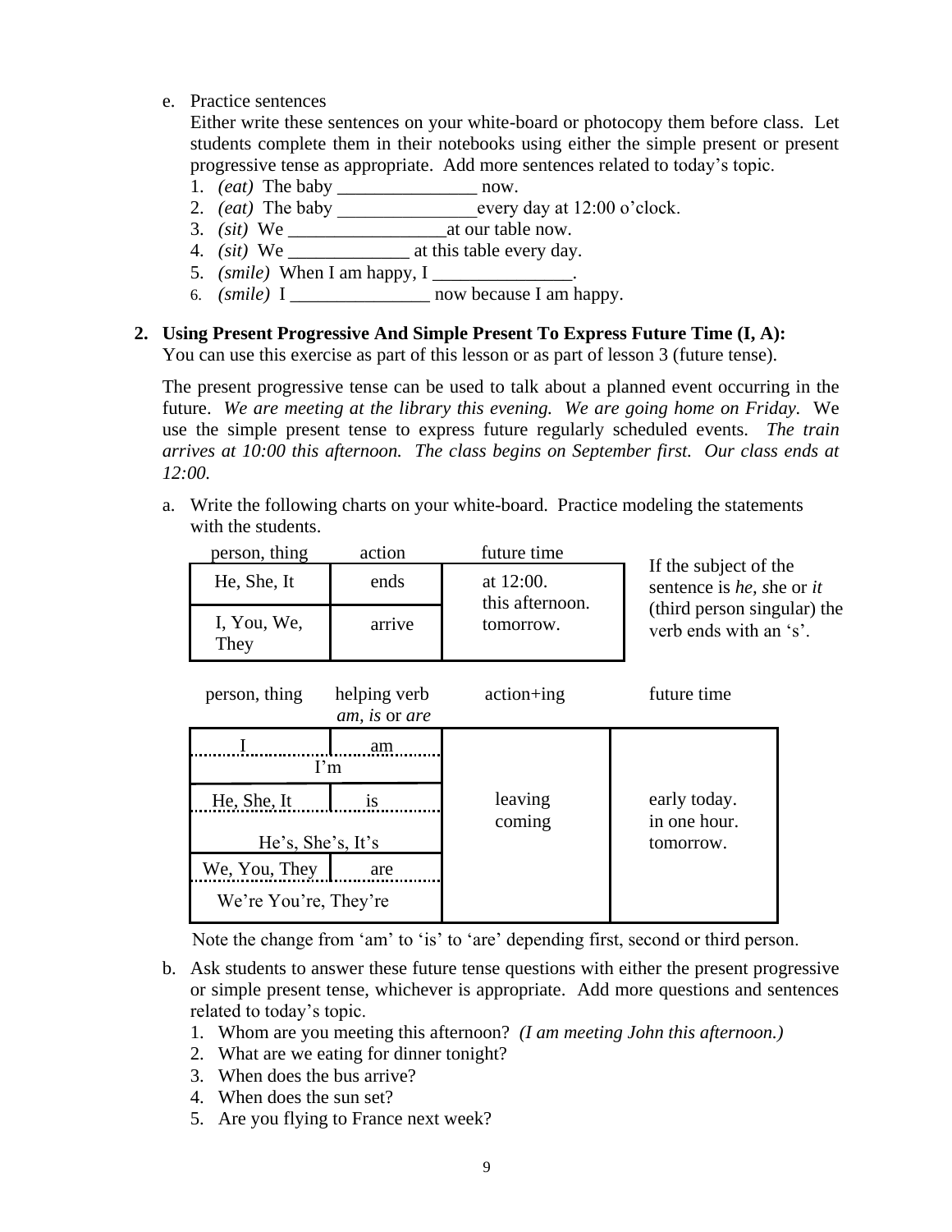e. Practice sentences

   Either write these sentences on your white-board or photocopy them before class. Let students complete them in their notebooks using either the simple present or present progressive tense as appropriate. Add more sentences related to today's topic.

   1. *(eat)* The baby _______________ now.
   2. *(eat)* The baby _______________every day at 12:00 o'clock.
   3. *(sit)* We _________________at our table now.
   4. *(sit)* We _____________ at this table every day.
   5. *(smile)* When I am happy, I _______________.
   6. *(smile)* I _______________ now because I am happy.

**2. Using Present Progressive And Simple Present To Express Future Time (I, A):**

You can use this exercise as part of this lesson or as part of lesson 3 (future tense).

The present progressive tense can be used to talk about a planned event occurring in the future. *We are meeting at the library this evening. We are going home on Friday.* We use the simple present tense to express future regularly scheduled events. *The train arrives at 10:00 this afternoon. The class begins on September first. Our class ends at 12:00.*

a. Write the following charts on your white-board. Practice modeling the statements with the students.

| person, thing | action | future time |
|---|---|---|
| He, She, It | ends | at 12:00.<br>this afternoon.<br>tomorrow. |
| I, You, We, They | arrive | |

If the subject of the sentence is *he, s*he or *it* (third person singular) the verb ends with an 's'.

| person, thing | helping verb *am, is* or *are* | action+ing | future time |
|---|---|---|---|
| I | am | leaving<br>coming | early today.<br>in one hour.<br>tomorrow. |
| I'm | | | |
| He, She, It | is | | |
| He's, She's, It's | | | |
| We, You, They | are | | |
| We're You're, They're | | | |

Note the change from 'am' to 'is' to 'are' depending first, second or third person.

b. Ask students to answer these future tense questions with either the present progressive or simple present tense, whichever is appropriate. Add more questions and sentences related to today's topic.

   1. Whom are you meeting this afternoon? *(I am meeting John this afternoon.)*
   2. What are we eating for dinner tonight?
   3. When does the bus arrive?
   4. When does the sun set?
   5. Are you flying to France next week?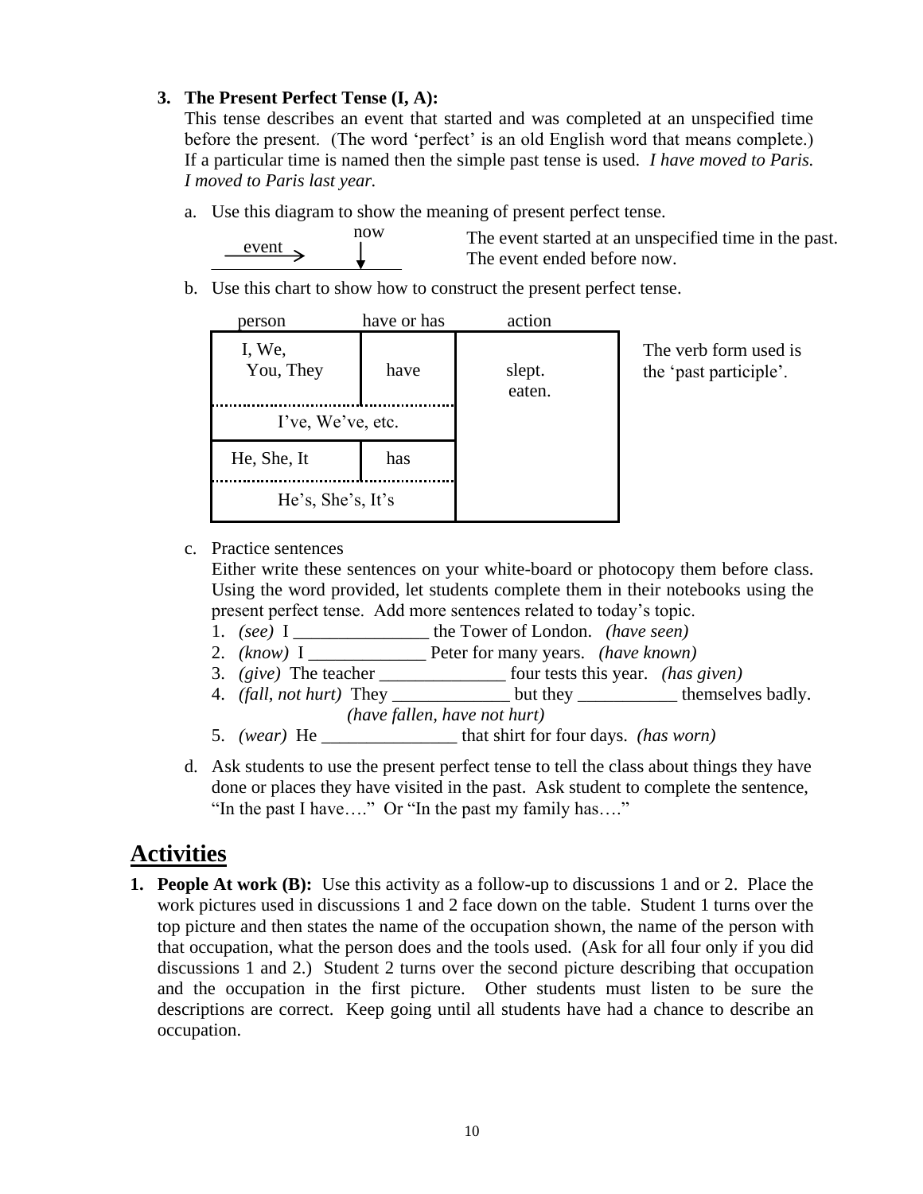**3. The Present Perfect Tense (I, A):**

This tense describes an event that started and was completed at an unspecified time before the present. (The word 'perfect' is an old English word that means complete.) If a particular time is named then the simple past tense is used. *I have moved to Paris. I moved to Paris last year.*

a. Use this diagram to show the meaning of present perfect tense.

```
                 now
  event  →        |
_________________ ↓ ______
```

The event started at an unspecified time in the past.
The event ended before now.

b. Use this chart to show how to construct the present perfect tense.

| person | have or has | action |
|---|---|---|
| I, We, You, They | have | slept. eaten. |
| I've, We've, etc. | | |
| He, She, It | has | |
| He's, She's, It's | | |

The verb form used is the 'past participle'.

c. Practice sentences

Either write these sentences on your white-board or photocopy them before class. Using the word provided, let students complete them in their notebooks using the present perfect tense. Add more sentences related to today's topic.

1. *(see)* I _______________ the Tower of London. *(have seen)*
2. *(know)* I _____________ Peter for many years. *(have known)*
3. *(give)* The teacher ______________ four tests this year. *(has given)*
4. *(fall, not hurt)* They _____________ but they ___________ themselves badly. *(have fallen, have not hurt)*
5. *(wear)* He _______________ that shirt for four days. *(has worn)*

d. Ask students to use the present perfect tense to tell the class about things they have done or places they have visited in the past. Ask student to complete the sentence, "In the past I have…." Or "In the past my family has…."

## Activities

**1. People At work (B):** Use this activity as a follow-up to discussions 1 and or 2. Place the work pictures used in discussions 1 and 2 face down on the table. Student 1 turns over the top picture and then states the name of the occupation shown, the name of the person with that occupation, what the person does and the tools used. (Ask for all four only if you did discussions 1 and 2.) Student 2 turns over the second picture describing that occupation and the occupation in the first picture. Other students must listen to be sure the descriptions are correct. Keep going until all students have had a chance to describe an occupation.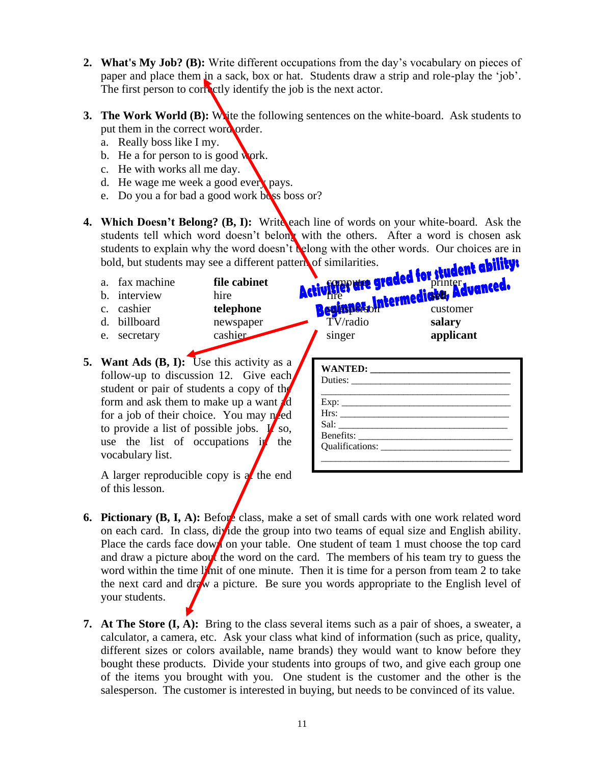2. **What's My Job? (B):** Write different occupations from the day's vocabulary on pieces of paper and place them in a sack, box or hat. Students draw a strip and role-play the 'job'. The first person to correctly identify the job is the next actor.

3. **The Work World (B):** Write the following sentences on the white-board. Ask students to put them in the correct word order.
   a. Really boss like I my.
   b. He a for person to is good work.
   c. He with works all me day.
   d. He wage me week a good every pays.
   e. Do you a for bad a good work boss boss or?

4. **Which Doesn't Belong? (B, I):** Write each line of words on your white-board. Ask the students tell which word doesn't belong with the others. After a word is chosen ask students to explain why the word doesn't belong with the other words. Our choices are in bold, but students may see a different pattern of similarities.

| | | | | |
|---|---|---|---|---|
| a. | fax machine | **file cabinet** | computer | printer |
| b. | interview | hire | fire | **sell** |
| c. | cashier | **telephone** | salesperson | customer |
| d. | billboard | newspaper | TV/radio | **salary** |
| e. | secretary | cashier | singer | **applicant** |

**Activities are graded for student ability: Beginner, Intermediate, Advanced.**

5. **Want Ads (B, I):** Use this activity as a follow-up to discussion 12. Give each student or pair of students a copy of the form and ask them to make up a want ad for a job of their choice. You may need to provide a list of possible jobs. If so, use the list of occupations in the vocabulary list.

   A larger reproducible copy is at the end of this lesson.

   **WANTED:** ____________________
   Duties: ____________________
   ____________________
   Exp: ____________________
   Hrs: ____________________
   Sal: ____________________
   Benefits: ____________________
   Qualifications: ____________________
   ____________________

6. **Pictionary (B, I, A):** Before class, make a set of small cards with one work related word on each card. In class, divide the group into two teams of equal size and English ability. Place the cards face down on your table. One student of team 1 must choose the top card and draw a picture about the word on the card. The members of his team try to guess the word within the time limit of one minute. Then it is time for a person from team 2 to take the next card and draw a picture. Be sure you words appropriate to the English level of your students.

7. **At The Store (I, A):** Bring to the class several items such as a pair of shoes, a sweater, a calculator, a camera, etc. Ask your class what kind of information (such as price, quality, different sizes or colors available, name brands) they would want to know before they bought these products. Divide your students into groups of two, and give each group one of the items you brought with you. One student is the customer and the other is the salesperson. The customer is interested in buying, but needs to be convinced of its value.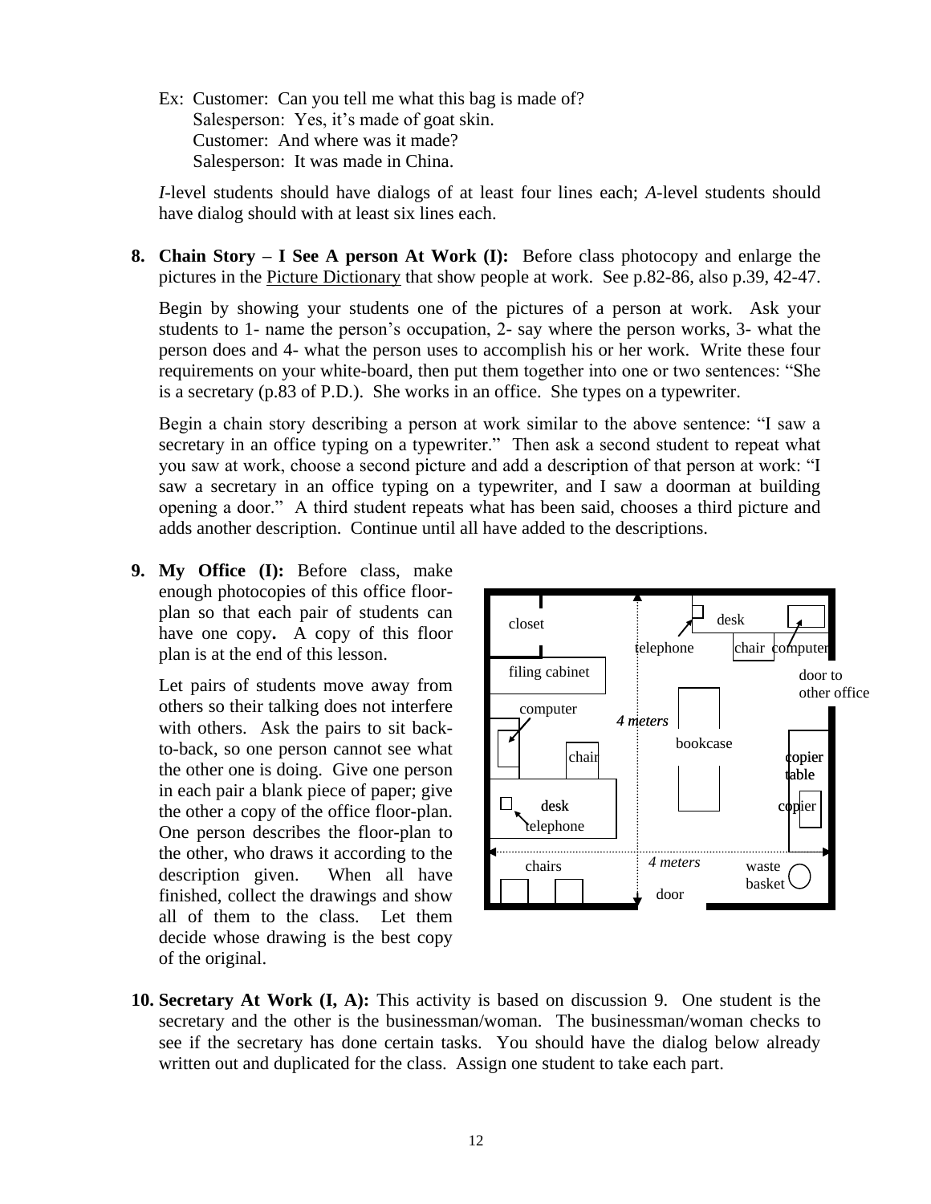Ex: Customer: Can you tell me what this bag is made of?
Salesperson: Yes, it's made of goat skin.
Customer: And where was it made?
Salesperson: It was made in China.

*I*-level students should have dialogs of at least four lines each; *A*-level students should have dialog should with at least six lines each.

**8. Chain Story – I See A person At Work (I):** Before class photocopy and enlarge the pictures in the Picture Dictionary that show people at work. See p.82-86, also p.39, 42-47.

Begin by showing your students one of the pictures of a person at work. Ask your students to 1- name the person's occupation, 2- say where the person works, 3- what the person does and 4- what the person uses to accomplish his or her work. Write these four requirements on your white-board, then put them together into one or two sentences: "She is a secretary (p.83 of P.D.). She works in an office. She types on a typewriter.

Begin a chain story describing a person at work similar to the above sentence: "I saw a secretary in an office typing on a typewriter." Then ask a second student to repeat what you saw at work, choose a second picture and add a description of that person at work: "I saw a secretary in an office typing on a typewriter, and I saw a doorman at building opening a door." A third student repeats what has been said, chooses a third picture and adds another description. Continue until all have added to the descriptions.

**9. My Office (I):** Before class, make enough photocopies of this office floor-plan so that each pair of students can have one copy**.** A copy of this floor plan is at the end of this lesson.

Let pairs of students move away from others so their talking does not interfere with others. Ask the pairs to sit back-to-back, so one person cannot see what the other one is doing. Give one person in each pair a blank piece of paper; give the other a copy of the office floor-plan. One person describes the floor-plan to the other, who draws it according to the description given. When all have finished, collect the drawings and show all of them to the class. Let them decide whose drawing is the best copy of the original.

closet, desk, telephone, chair, computer, filing cabinet, door to other office, computer, *4 meters*, bookcase, chair, copier table, desk, copier, telephone, chairs, *4 meters*, waste basket, door

**10. Secretary At Work (I, A):** This activity is based on discussion 9. One student is the secretary and the other is the businessman/woman. The businessman/woman checks to see if the secretary has done certain tasks. You should have the dialog below already written out and duplicated for the class. Assign one student to take each part.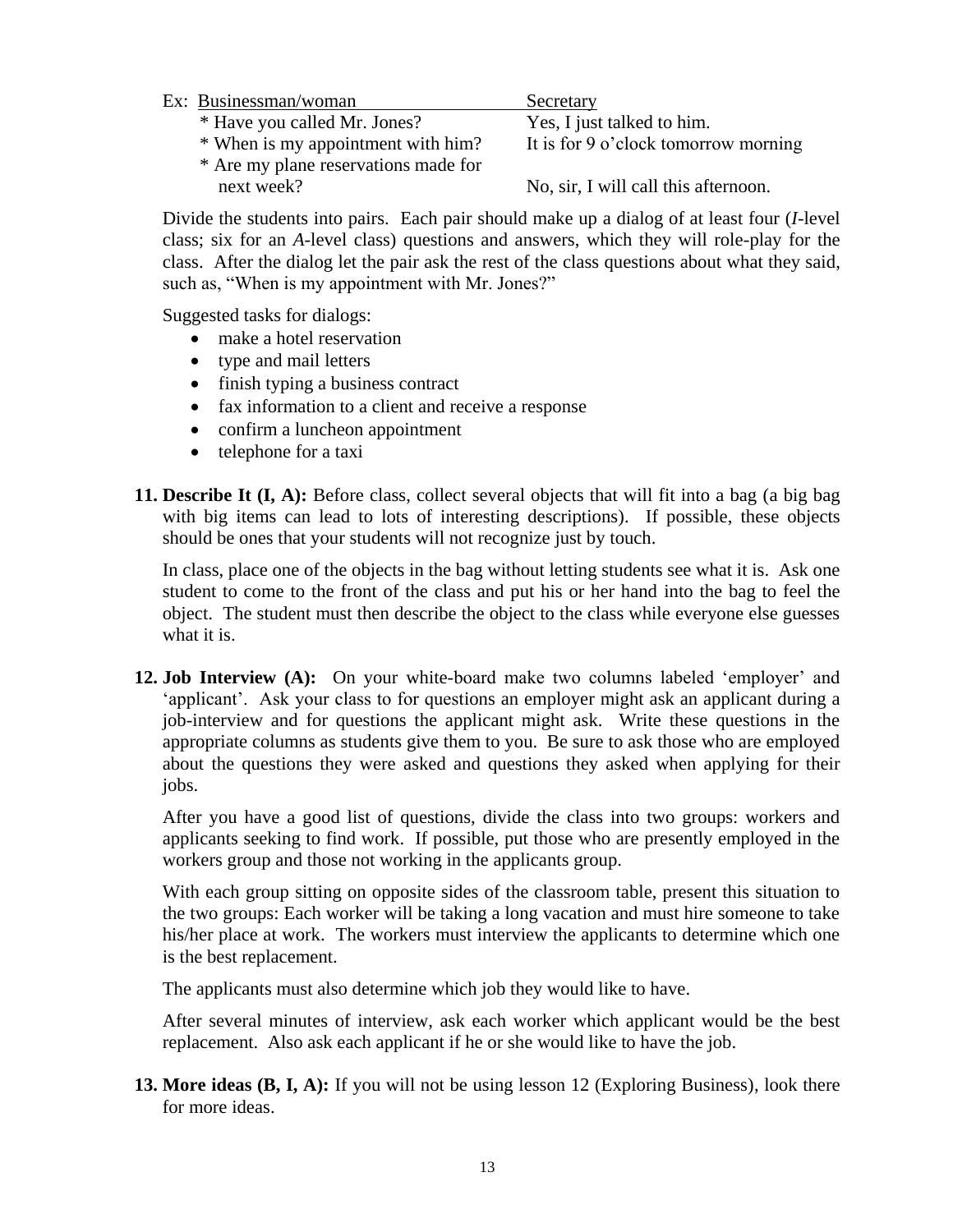Ex: Businessman/woman | Secretary

| Businessman/woman | Secretary |
|---|---|
| * Have you called Mr. Jones? | Yes, I just talked to him. |
| * When is my appointment with him? | It is for 9 o'clock tomorrow morning |
| * Are my plane reservations made for next week? | No, sir, I will call this afternoon. |

Divide the students into pairs. Each pair should make up a dialog of at least four (*I*-level class; six for an *A*-level class) questions and answers, which they will role-play for the class. After the dialog let the pair ask the rest of the class questions about what they said, such as, "When is my appointment with Mr. Jones?"

Suggested tasks for dialogs:

- make a hotel reservation
- type and mail letters
- finish typing a business contract
- fax information to a client and receive a response
- confirm a luncheon appointment
- telephone for a taxi

**11. Describe It (I, A):** Before class, collect several objects that will fit into a bag (a big bag with big items can lead to lots of interesting descriptions). If possible, these objects should be ones that your students will not recognize just by touch.

In class, place one of the objects in the bag without letting students see what it is. Ask one student to come to the front of the class and put his or her hand into the bag to feel the object. The student must then describe the object to the class while everyone else guesses what it is.

**12. Job Interview (A):** On your white-board make two columns labeled 'employer' and 'applicant'. Ask your class to for questions an employer might ask an applicant during a job-interview and for questions the applicant might ask. Write these questions in the appropriate columns as students give them to you. Be sure to ask those who are employed about the questions they were asked and questions they asked when applying for their jobs.

After you have a good list of questions, divide the class into two groups: workers and applicants seeking to find work. If possible, put those who are presently employed in the workers group and those not working in the applicants group.

With each group sitting on opposite sides of the classroom table, present this situation to the two groups: Each worker will be taking a long vacation and must hire someone to take his/her place at work. The workers must interview the applicants to determine which one is the best replacement.

The applicants must also determine which job they would like to have.

After several minutes of interview, ask each worker which applicant would be the best replacement. Also ask each applicant if he or she would like to have the job.

**13. More ideas (B, I, A):** If you will not be using lesson 12 (Exploring Business), look there for more ideas.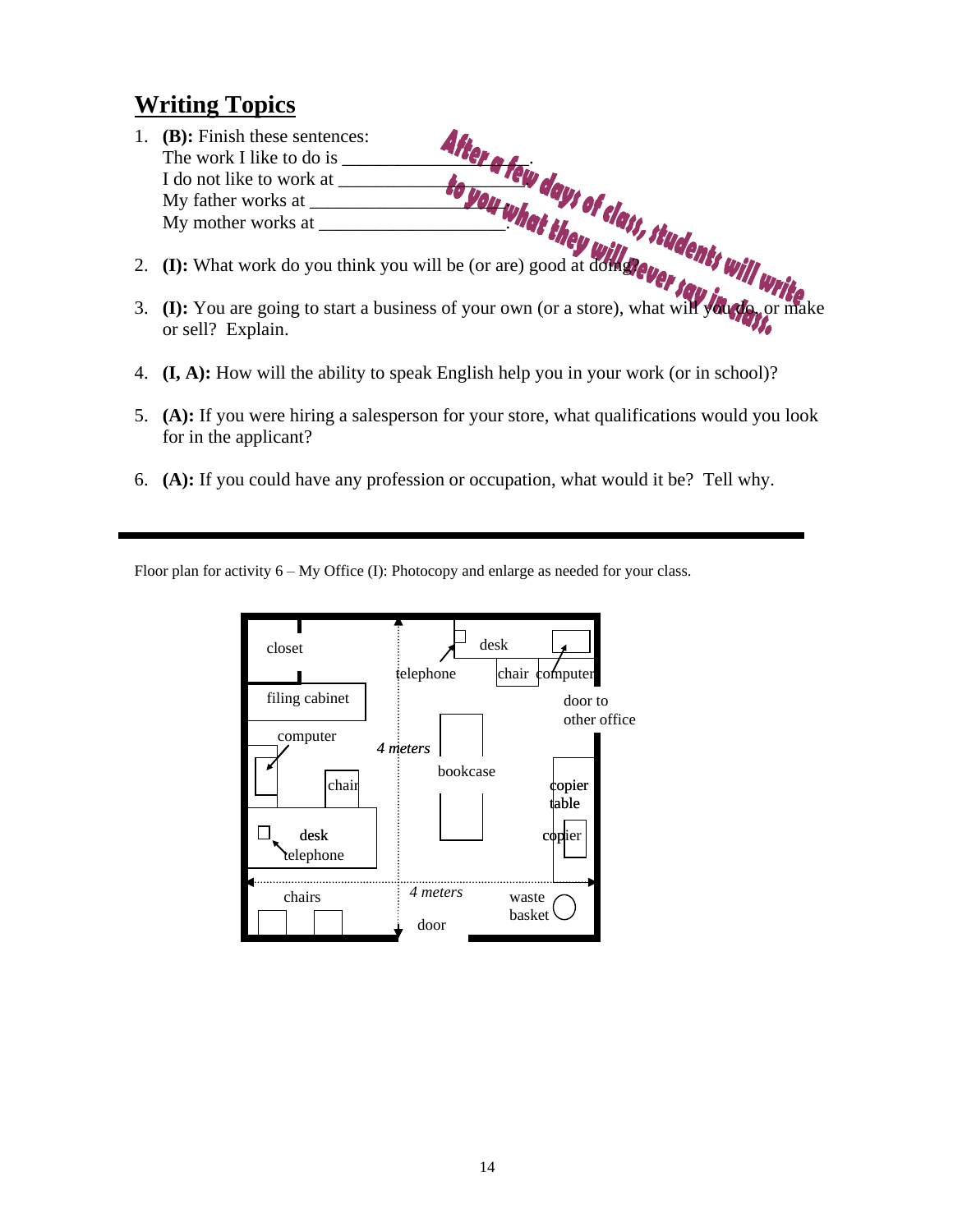## Writing Topics

1. **(B):** Finish these sentences:
   The work I like to do is ____________________.
   I do not like to work at ____________________.
   My father works at ____________________.
   My mother works at ____________________.

   *After a few days of class, students will write to you what they will never say in class.*

2. **(I):** What work do you think you will be (or are) good at doing?

3. **(I):** You are going to start a business of your own (or a store), what will you do, or make or sell? Explain.

4. **(I, A):** How will the ability to speak English help you in your work (or in school)?

5. **(A):** If you were hiring a salesperson for your store, what qualifications would you look for in the applicant?

6. **(A):** If you could have any profession or occupation, what would it be? Tell why.

---

Floor plan for activity 6 – My Office (I): Photocopy and enlarge as needed for your class.

closet, filing cabinet, computer, chair, desk, telephone, chairs, telephone, desk, chair, computer, door to other office, *4 meters*, bookcase, copier table, copier, *4 meters*, waste basket, door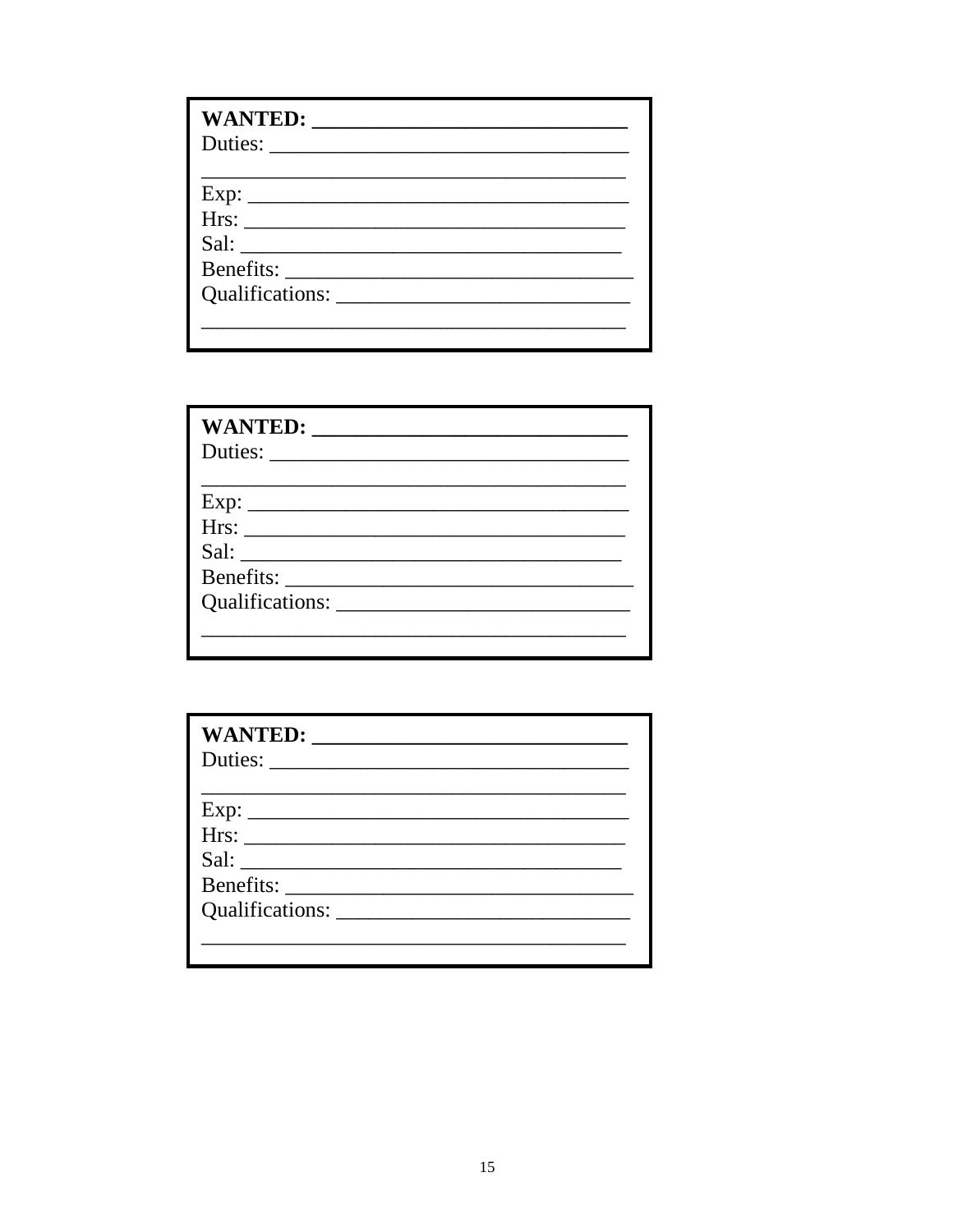**WANTED: ______________________________**
Duties: ___________________________________
_________________________________________
Exp: _____________________________________
Hrs: _____________________________________
Sal: _____________________________________
Benefits: __________________________________
Qualifications: _____________________________
_________________________________________

---

**WANTED: ______________________________**
Duties: ___________________________________
_________________________________________
Exp: _____________________________________
Hrs: _____________________________________
Sal: _____________________________________
Benefits: __________________________________
Qualifications: _____________________________
_________________________________________

---

**WANTED: ______________________________**
Duties: ___________________________________
_________________________________________
Exp: _____________________________________
Hrs: _____________________________________
Sal: _____________________________________
Benefits: __________________________________
Qualifications: _____________________________
_________________________________________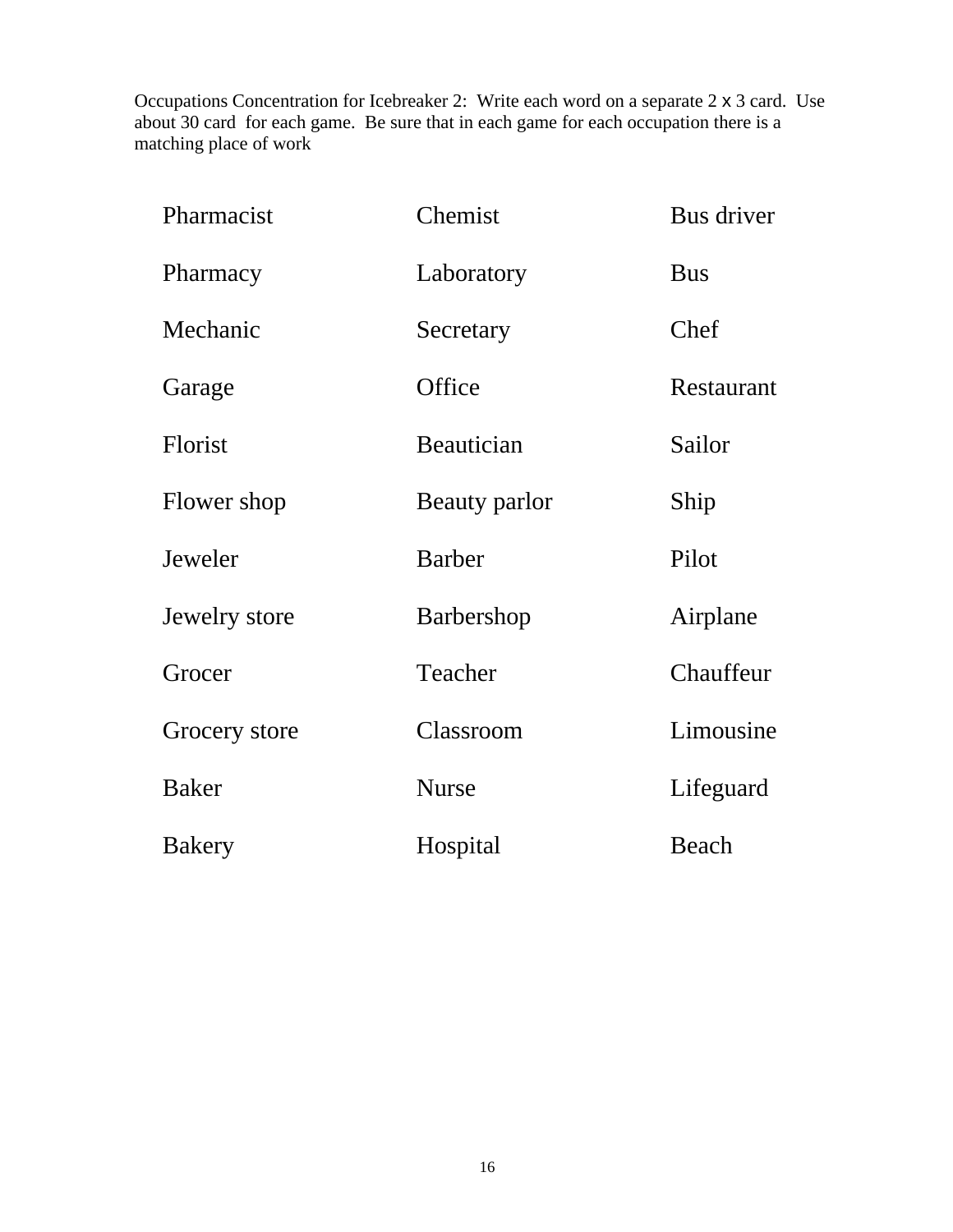Occupations Concentration for Icebreaker 2: Write each word on a separate 2 x 3 card. Use about 30 card for each game. Be sure that in each game for each occupation there is a matching place of work

| | | |
|---|---|---|
| Pharmacist | Chemist | Bus driver |
| Pharmacy | Laboratory | Bus |
| Mechanic | Secretary | Chef |
| Garage | Office | Restaurant |
| Florist | Beautician | Sailor |
| Flower shop | Beauty parlor | Ship |
| Jeweler | Barber | Pilot |
| Jewelry store | Barbershop | Airplane |
| Grocer | Teacher | Chauffeur |
| Grocery store | Classroom | Limousine |
| Baker | Nurse | Lifeguard |
| Bakery | Hospital | Beach |